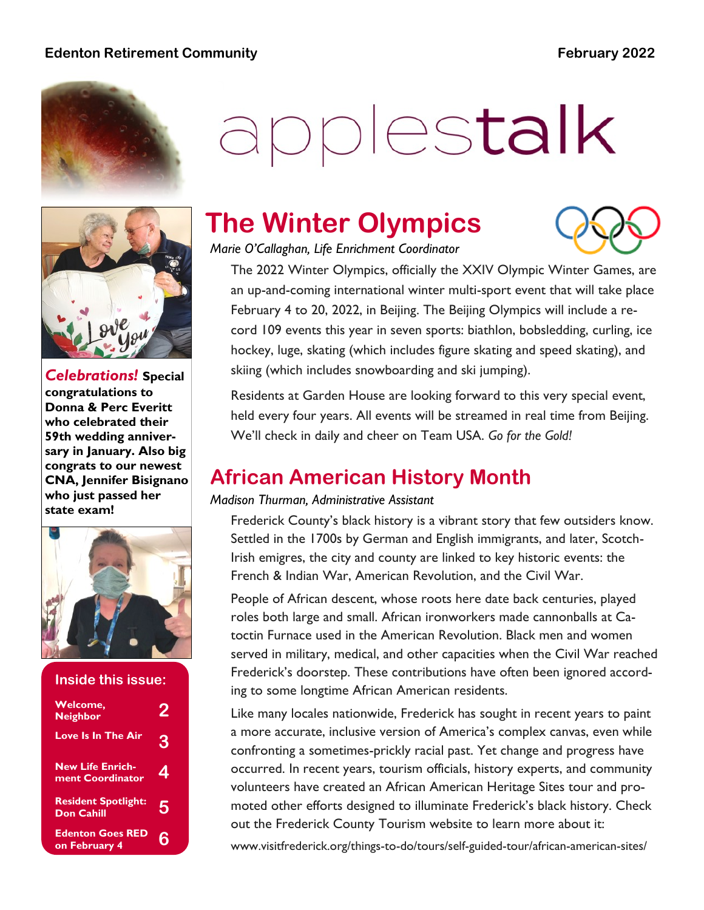**Edenton Retirement Community** **February 2022**

# applestalk

***Celebrations!*** **Special congratulations to Donna & Perc Everitt who celebrated their 59th wedding anniversary in January. Also big congrats to our newest CNA, Jennifer Bisignano who just passed her state exam!**

**Inside this issue:**

| | |
|---|---|
| Welcome, Neighbor | 2 |
| Love Is In The Air | 3 |
| New Life Enrichment Coordinator | 4 |
| Resident Spotlight: Don Cahill | 5 |
| Edenton Goes RED on February 4 | 6 |

## The Winter Olympics

*Marie O'Callaghan, Life Enrichment Coordinator*

The 2022 Winter Olympics, officially the XXIV Olympic Winter Games, are an up-and-coming international winter multi-sport event that will take place February 4 to 20, 2022, in Beijing. The Beijing Olympics will include a record 109 events this year in seven sports: biathlon, bobsledding, curling, ice hockey, luge, skating (which includes figure skating and speed skating), and skiing (which includes snowboarding and ski jumping).

Residents at Garden House are looking forward to this very special event, held every four years. All events will be streamed in real time from Beijing. We'll check in daily and cheer on Team USA. *Go for the Gold!*

## African American History Month

*Madison Thurman, Administrative Assistant*

Frederick County's black history is a vibrant story that few outsiders know. Settled in the 1700s by German and English immigrants, and later, Scotch-Irish emigres, the city and county are linked to key historic events: the French & Indian War, American Revolution, and the Civil War.

People of African descent, whose roots here date back centuries, played roles both large and small. African ironworkers made cannonballs at Catoctin Furnace used in the American Revolution. Black men and women served in military, medical, and other capacities when the Civil War reached Frederick's doorstep. These contributions have often been ignored according to some longtime African American residents.

Like many locales nationwide, Frederick has sought in recent years to paint a more accurate, inclusive version of America's complex canvas, even while confronting a sometimes-prickly racial past. Yet change and progress have occurred. In recent years, tourism officials, history experts, and community volunteers have created an African American Heritage Sites tour and promoted other efforts designed to illuminate Frederick's black history. Check out the Frederick County Tourism website to learn more about it:

www.visitfrederick.org/things-to-do/tours/self-guided-tour/african-american-sites/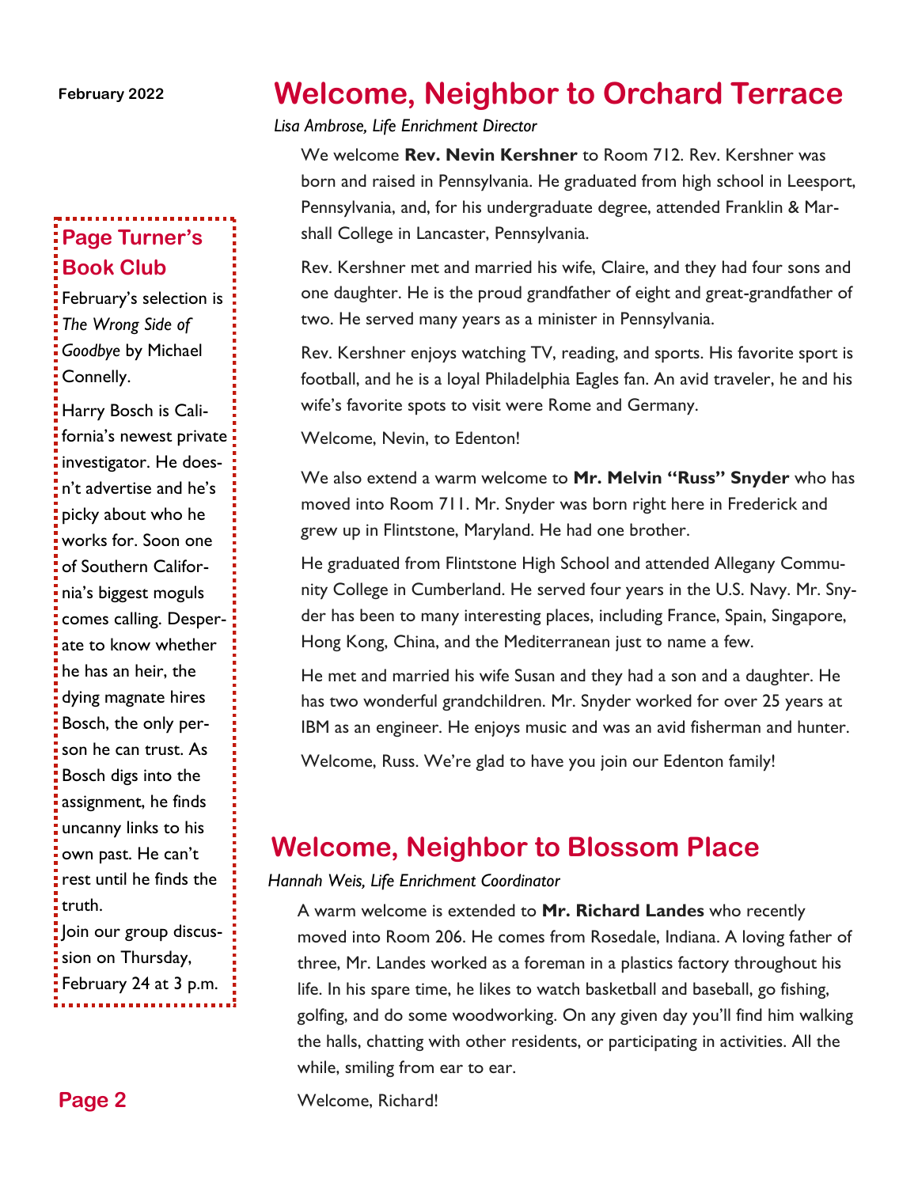February 2022

# Welcome, Neighbor to Orchard Terrace

*Lisa Ambrose, Life Enrichment Director*

We welcome **Rev. Nevin Kershner** to Room 712. Rev. Kershner was born and raised in Pennsylvania. He graduated from high school in Leesport, Pennsylvania, and, for his undergraduate degree, attended Franklin & Marshall College in Lancaster, Pennsylvania.

Rev. Kershner met and married his wife, Claire, and they had four sons and one daughter. He is the proud grandfather of eight and great-grandfather of two. He served many years as a minister in Pennsylvania.

Rev. Kershner enjoys watching TV, reading, and sports. His favorite sport is football, and he is a loyal Philadelphia Eagles fan. An avid traveler, he and his wife's favorite spots to visit were Rome and Germany.

Welcome, Nevin, to Edenton!

We also extend a warm welcome to **Mr. Melvin "Russ" Snyder** who has moved into Room 711. Mr. Snyder was born right here in Frederick and grew up in Flintstone, Maryland. He had one brother.

He graduated from Flintstone High School and attended Allegany Community College in Cumberland. He served four years in the U.S. Navy. Mr. Snyder has been to many interesting places, including France, Spain, Singapore, Hong Kong, China, and the Mediterranean just to name a few.

He met and married his wife Susan and they had a son and a daughter. He has two wonderful grandchildren. Mr. Snyder worked for over 25 years at IBM as an engineer. He enjoys music and was an avid fisherman and hunter.

Welcome, Russ. We're glad to have you join our Edenton family!

# Welcome, Neighbor to Blossom Place

*Hannah Weis, Life Enrichment Coordinator*

A warm welcome is extended to **Mr. Richard Landes** who recently moved into Room 206. He comes from Rosedale, Indiana. A loving father of three, Mr. Landes worked as a foreman in a plastics factory throughout his life. In his spare time, he likes to watch basketball and baseball, go fishing, golfing, and do some woodworking. On any given day you'll find him walking the halls, chatting with other residents, or participating in activities. All the while, smiling from ear to ear.

Welcome, Richard!

## Page Turner's Book Club

February's selection is *The Wrong Side of Goodbye* by Michael Connelly.

Harry Bosch is California's newest private investigator. He doesn't advertise and he's picky about who he works for. Soon one of Southern California's biggest moguls comes calling. Desperate to know whether he has an heir, the dying magnate hires Bosch, the only person he can trust. As Bosch digs into the assignment, he finds uncanny links to his own past. He can't rest until he finds the truth.

Join our group discussion on Thursday, February 24 at 3 p.m.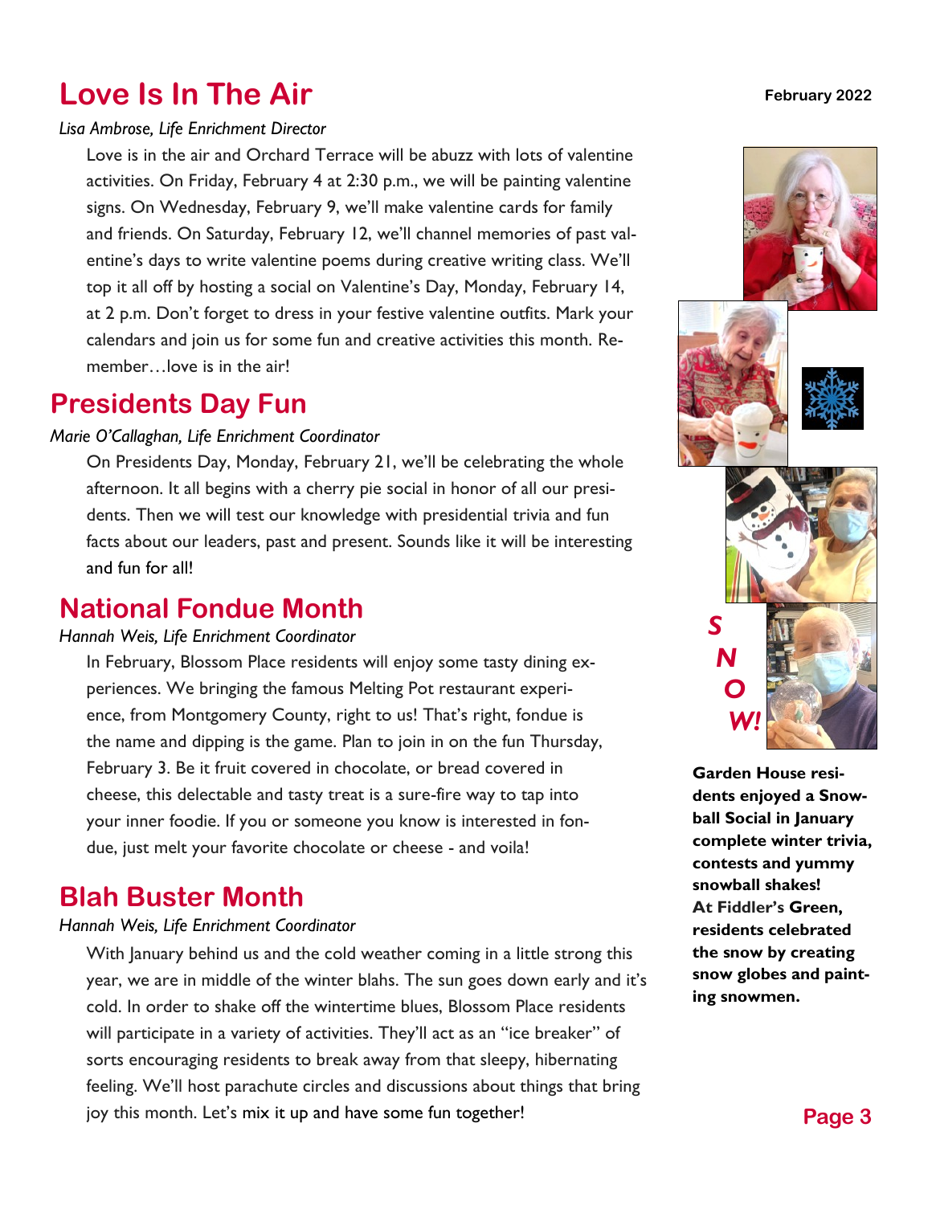## Love Is In The Air

*Lisa Ambrose, Life Enrichment Director*

Love is in the air and Orchard Terrace will be abuzz with lots of valentine activities. On Friday, February 4 at 2:30 p.m., we will be painting valentine signs. On Wednesday, February 9, we'll make valentine cards for family and friends. On Saturday, February 12, we'll channel memories of past valentine's days to write valentine poems during creative writing class. We'll top it all off by hosting a social on Valentine's Day, Monday, February 14, at 2 p.m. Don't forget to dress in your festive valentine outfits. Mark your calendars and join us for some fun and creative activities this month. Remember…love is in the air!

## Presidents Day Fun

*Marie O'Callaghan, Life Enrichment Coordinator*

On Presidents Day, Monday, February 21, we'll be celebrating the whole afternoon. It all begins with a cherry pie social in honor of all our presidents. Then we will test our knowledge with presidential trivia and fun facts about our leaders, past and present. Sounds like it will be interesting and fun for all!

## National Fondue Month

*Hannah Weis, Life Enrichment Coordinator*

In February, Blossom Place residents will enjoy some tasty dining experiences. We bringing the famous Melting Pot restaurant experience, from Montgomery County, right to us! That's right, fondue is the name and dipping is the game. Plan to join in on the fun Thursday, February 3. Be it fruit covered in chocolate, or bread covered in cheese, this delectable and tasty treat is a sure-fire way to tap into your inner foodie. If you or someone you know is interested in fondue, just melt your favorite chocolate or cheese - and voila!

## Blah Buster Month

*Hannah Weis, Life Enrichment Coordinator*

With January behind us and the cold weather coming in a little strong this year, we are in middle of the winter blahs. The sun goes down early and it's cold. In order to shake off the wintertime blues, Blossom Place residents will participate in a variety of activities. They'll act as an "ice breaker" of sorts encouraging residents to break away from that sleepy, hibernating feeling. We'll host parachute circles and discussions about things that bring joy this month. Let's mix it up and have some fun together!

***SNOW!***

**Garden House residents enjoyed a Snowball Social in January complete winter trivia, contests and yummy snowball shakes! At Fiddler's Green, residents celebrated the snow by creating snow globes and painting snowmen.**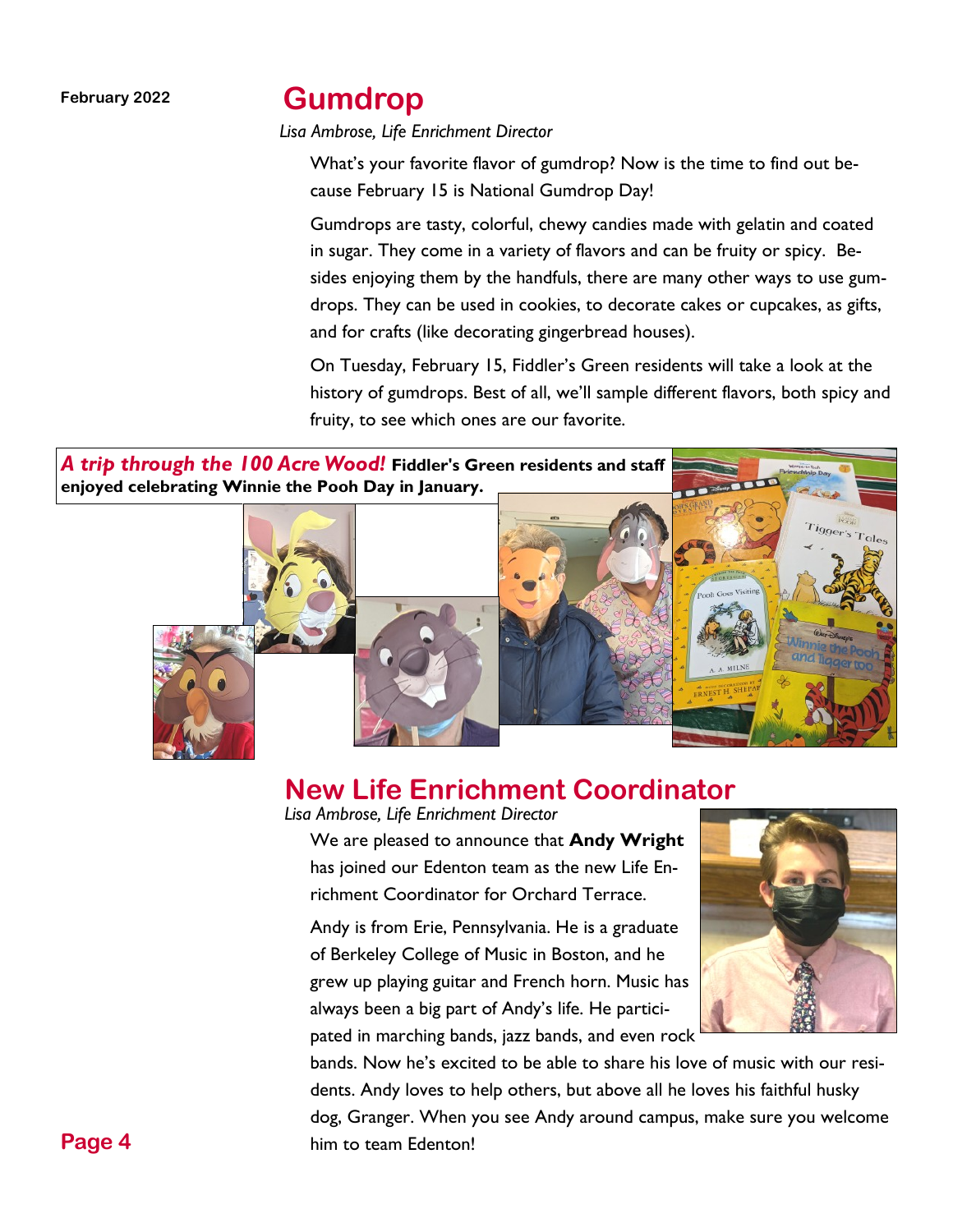## Gumdrop

*Lisa Ambrose, Life Enrichment Director*

What's your favorite flavor of gumdrop? Now is the time to find out because February 15 is National Gumdrop Day!

Gumdrops are tasty, colorful, chewy candies made with gelatin and coated in sugar. They come in a variety of flavors and can be fruity or spicy. Besides enjoying them by the handfuls, there are many other ways to use gumdrops. They can be used in cookies, to decorate cakes or cupcakes, as gifts, and for crafts (like decorating gingerbread houses).

On Tuesday, February 15, Fiddler's Green residents will take a look at the history of gumdrops. Best of all, we'll sample different flavors, both spicy and fruity, to see which ones are our favorite.

***A trip through the 100 Acre Wood!*** **Fiddler's Green residents and staff enjoyed celebrating Winnie the Pooh Day in January.**

## New Life Enrichment Coordinator

*Lisa Ambrose, Life Enrichment Director*

We are pleased to announce that **Andy Wright** has joined our Edenton team as the new Life Enrichment Coordinator for Orchard Terrace.

Andy is from Erie, Pennsylvania. He is a graduate of Berkeley College of Music in Boston, and he grew up playing guitar and French horn. Music has always been a big part of Andy's life. He participated in marching bands, jazz bands, and even rock bands. Now he's excited to be able to share his love of music with our residents. Andy loves to help others, but above all he loves his faithful husky dog, Granger. When you see Andy around campus, make sure you welcome him to team Edenton!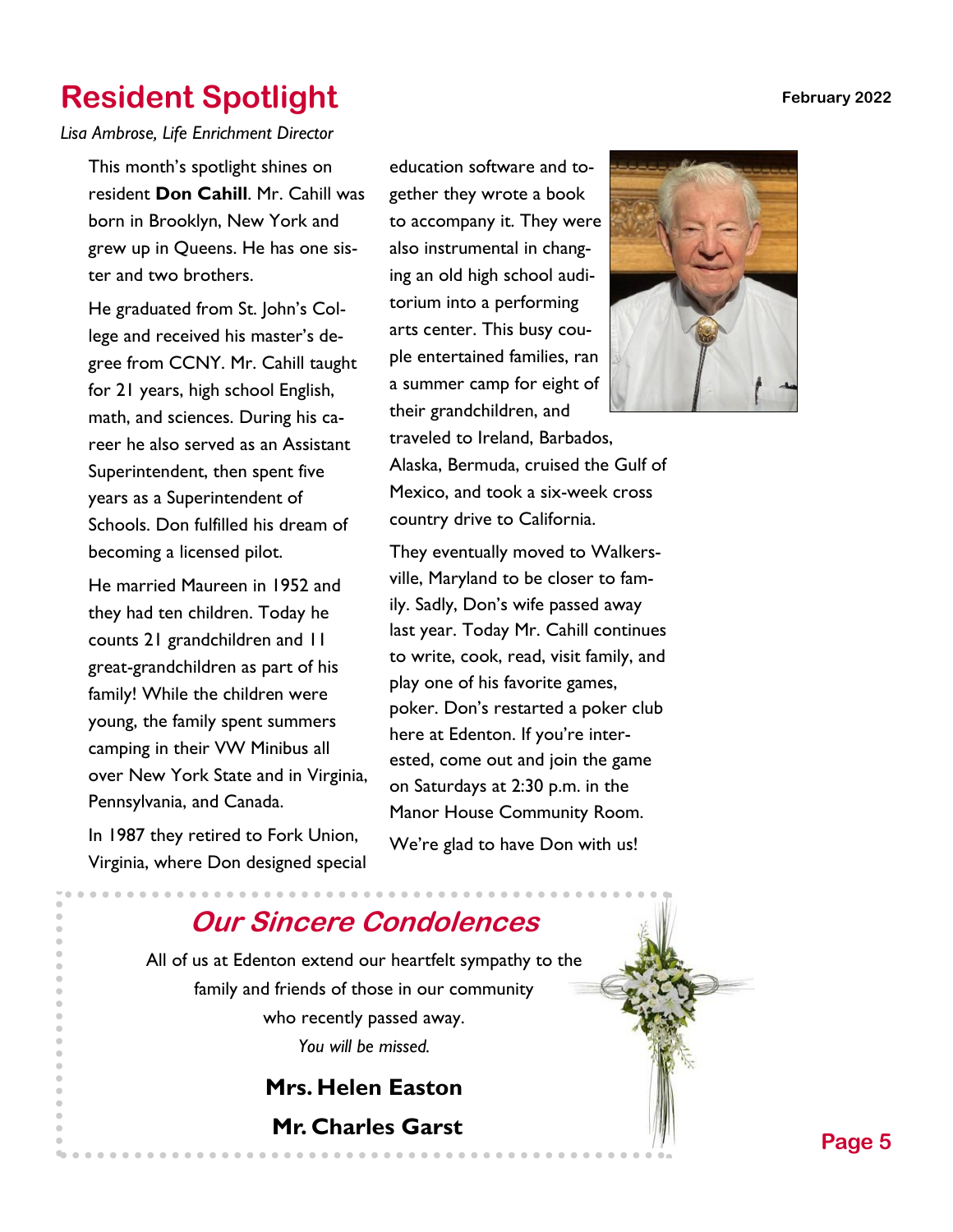# Resident Spotlight

*Lisa Ambrose, Life Enrichment Director*

This month's spotlight shines on resident **Don Cahill**. Mr. Cahill was born in Brooklyn, New York and grew up in Queens. He has one sister and two brothers.

He graduated from St. John's College and received his master's degree from CCNY. Mr. Cahill taught for 21 years, high school English, math, and sciences. During his career he also served as an Assistant Superintendent, then spent five years as a Superintendent of Schools. Don fulfilled his dream of becoming a licensed pilot.

He married Maureen in 1952 and they had ten children. Today he counts 21 grandchildren and 11 great-grandchildren as part of his family! While the children were young, the family spent summers camping in their VW Minibus all over New York State and in Virginia, Pennsylvania, and Canada.

In 1987 they retired to Fork Union, Virginia, where Don designed special education software and together they wrote a book to accompany it. They were also instrumental in changing an old high school auditorium into a performing arts center. This busy couple entertained families, ran a summer camp for eight of their grandchildren, and traveled to Ireland, Barbados, Alaska, Bermuda, cruised the Gulf of Mexico, and took a six-week cross country drive to California.

They eventually moved to Walkersville, Maryland to be closer to family. Sadly, Don's wife passed away last year. Today Mr. Cahill continues to write, cook, read, visit family, and play one of his favorite games, poker. Don's restarted a poker club here at Edenton. If you're interested, come out and join the game on Saturdays at 2:30 p.m. in the Manor House Community Room.

We're glad to have Don with us!

## *Our Sincere Condolences*

All of us at Edenton extend our heartfelt sympathy to the family and friends of those in our community who recently passed away.

*You will be missed.*

**Mrs. Helen Easton**

**Mr. Charles Garst**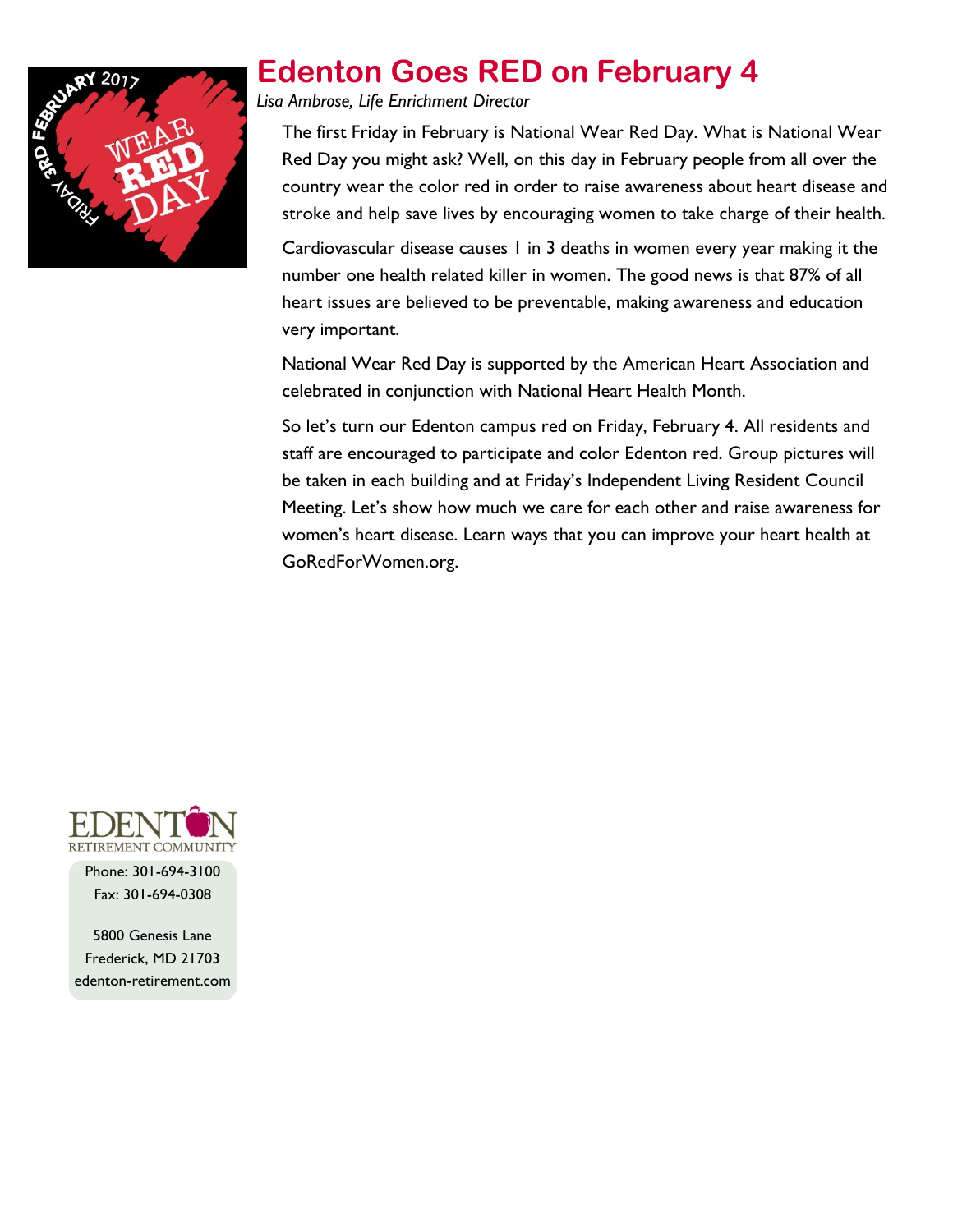# Edenton Goes RED on February 4

*Lisa Ambrose, Life Enrichment Director*

The first Friday in February is National Wear Red Day. What is National Wear Red Day you might ask? Well, on this day in February people from all over the country wear the color red in order to raise awareness about heart disease and stroke and help save lives by encouraging women to take charge of their health.

Cardiovascular disease causes 1 in 3 deaths in women every year making it the number one health related killer in women. The good news is that 87% of all heart issues are believed to be preventable, making awareness and education very important.

National Wear Red Day is supported by the American Heart Association and celebrated in conjunction with National Heart Health Month.

So let's turn our Edenton campus red on Friday, February 4. All residents and staff are encouraged to participate and color Edenton red. Group pictures will be taken in each building and at Friday's Independent Living Resident Council Meeting. Let's show how much we care for each other and raise awareness for women's heart disease. Learn ways that you can improve your heart health at GoRedForWomen.org.

EDENTON
RETIREMENT COMMUNITY

Phone: 301-694-3100
Fax: 301-694-0308

5800 Genesis Lane
Frederick, MD 21703
edenton-retirement.com